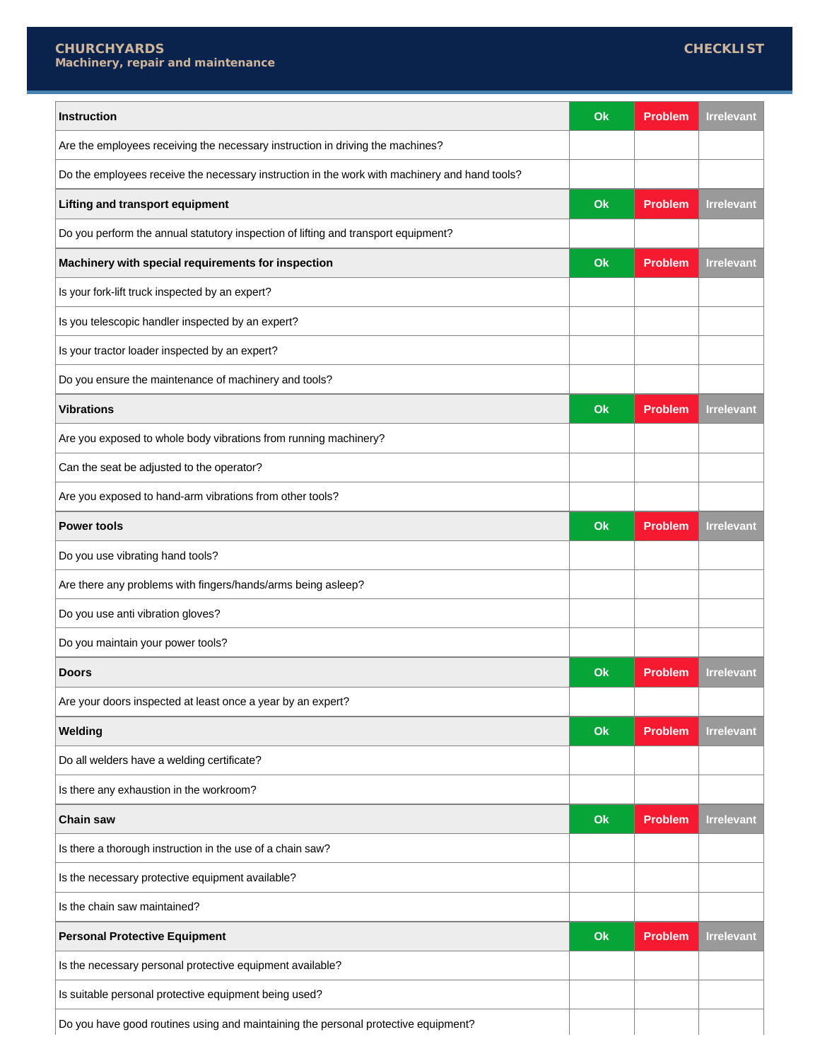# CHURCHYARDS

**Machinery, repair and maintenance**

**CHECKLIST**

| **Instruction** | **Ok** | **Problem** | **Irrelevant** |
|---|---|---|---|
| Are the employees receiving the necessary instruction in driving the machines? | | | |
| Do the employees receive the necessary instruction in the work with machinery and hand tools? | | | |
| **Lifting and transport equipment** | **Ok** | **Problem** | **Irrelevant** |
| Do you perform the annual statutory inspection of lifting and transport equipment? | | | |
| **Machinery with special requirements for inspection** | **Ok** | **Problem** | **Irrelevant** |
| Is your fork-lift truck inspected by an expert? | | | |
| Is you telescopic handler inspected by an expert? | | | |
| Is your tractor loader inspected by an expert? | | | |
| Do you ensure the maintenance of machinery and tools? | | | |
| **Vibrations** | **Ok** | **Problem** | **Irrelevant** |
| Are you exposed to whole body vibrations from running machinery? | | | |
| Can the seat be adjusted to the operator? | | | |
| Are you exposed to hand-arm vibrations from other tools? | | | |
| **Power tools** | **Ok** | **Problem** | **Irrelevant** |
| Do you use vibrating hand tools? | | | |
| Are there any problems with fingers/hands/arms being asleep? | | | |
| Do you use anti vibration gloves? | | | |
| Do you maintain your power tools? | | | |
| **Doors** | **Ok** | **Problem** | **Irrelevant** |
| Are your doors inspected at least once a year by an expert? | | | |
| **Welding** | **Ok** | **Problem** | **Irrelevant** |
| Do all welders have a welding certificate? | | | |
| Is there any exhaustion in the workroom? | | | |
| **Chain saw** | **Ok** | **Problem** | **Irrelevant** |
| Is there a thorough instruction in the use of a chain saw? | | | |
| Is the necessary protective equipment available? | | | |
| Is the chain saw maintained? | | | |
| **Personal Protective Equipment** | **Ok** | **Problem** | **Irrelevant** |
| Is the necessary personal protective equipment available? | | | |
| Is suitable personal protective equipment being used? | | | |
| Do you have good routines using and maintaining the personal protective equipment? | | | |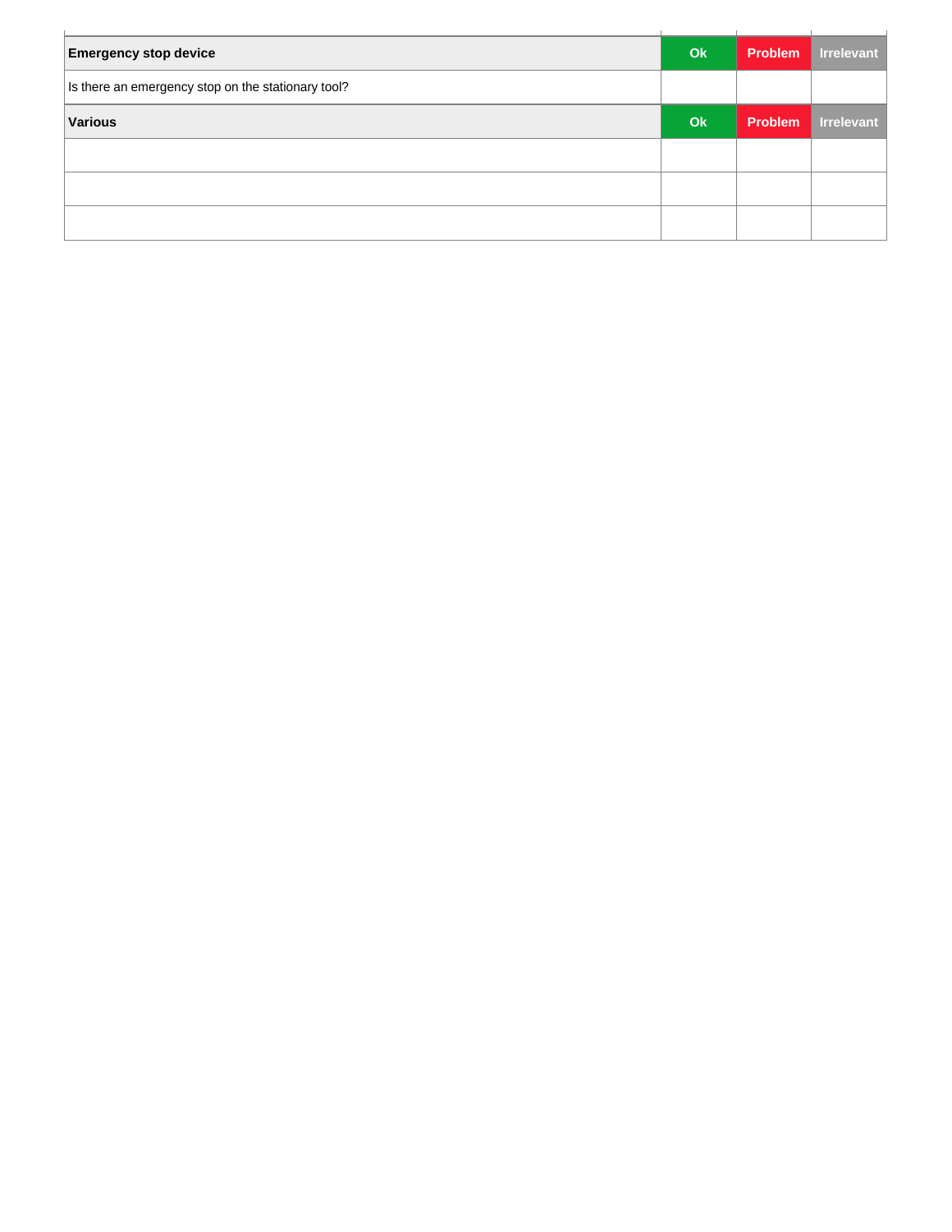| Emergency stop device | Ok | Problem | Irrelevant |
| --- | --- | --- | --- |
| Is there an emergency stop on the stationary tool? | | | |
| **Various** | **Ok** | **Problem** | **Irrelevant** |
| | | | |
| | | | |
| | | | |